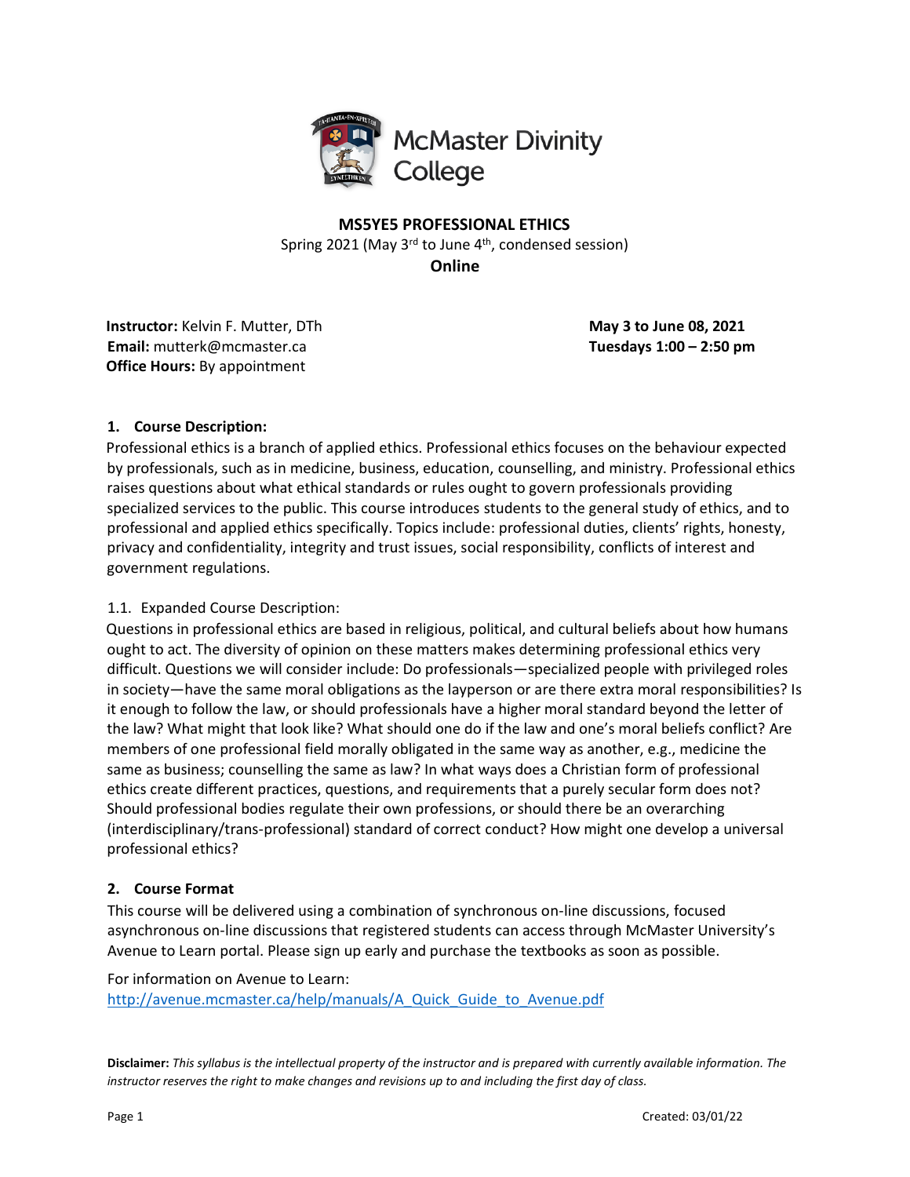McMaster Divinity College

**MS5YE5 PROFESSIONAL ETHICS**

Spring 2021 (May 3rd to June 4th, condensed session)

**Online**

**Instructor:** Kelvin F. Mutter, DTh
**Email:** mutterk@mcmaster.ca
**Office Hours:** By appointment

**May 3 to June 08, 2021**
**Tuesdays 1:00 – 2:50 pm**

## 1. Course Description:

Professional ethics is a branch of applied ethics. Professional ethics focuses on the behaviour expected by professionals, such as in medicine, business, education, counselling, and ministry. Professional ethics raises questions about what ethical standards or rules ought to govern professionals providing specialized services to the public. This course introduces students to the general study of ethics, and to professional and applied ethics specifically. Topics include: professional duties, clients' rights, honesty, privacy and confidentiality, integrity and trust issues, social responsibility, conflicts of interest and government regulations.

### 1.1. Expanded Course Description:

Questions in professional ethics are based in religious, political, and cultural beliefs about how humans ought to act. The diversity of opinion on these matters makes determining professional ethics very difficult. Questions we will consider include: Do professionals—specialized people with privileged roles in society—have the same moral obligations as the layperson or are there extra moral responsibilities? Is it enough to follow the law, or should professionals have a higher moral standard beyond the letter of the law? What might that look like? What should one do if the law and one's moral beliefs conflict? Are members of one professional field morally obligated in the same way as another, e.g., medicine the same as business; counselling the same as law? In what ways does a Christian form of professional ethics create different practices, questions, and requirements that a purely secular form does not? Should professional bodies regulate their own professions, or should there be an overarching (interdisciplinary/trans-professional) standard of correct conduct? How might one develop a universal professional ethics?

## 2. Course Format

This course will be delivered using a combination of synchronous on-line discussions, focused asynchronous on-line discussions that registered students can access through McMaster University's Avenue to Learn portal. Please sign up early and purchase the textbooks as soon as possible.

For information on Avenue to Learn:
http://avenue.mcmaster.ca/help/manuals/A_Quick_Guide_to_Avenue.pdf

**Disclaimer:** *This syllabus is the intellectual property of the instructor and is prepared with currently available information. The instructor reserves the right to make changes and revisions up to and including the first day of class.*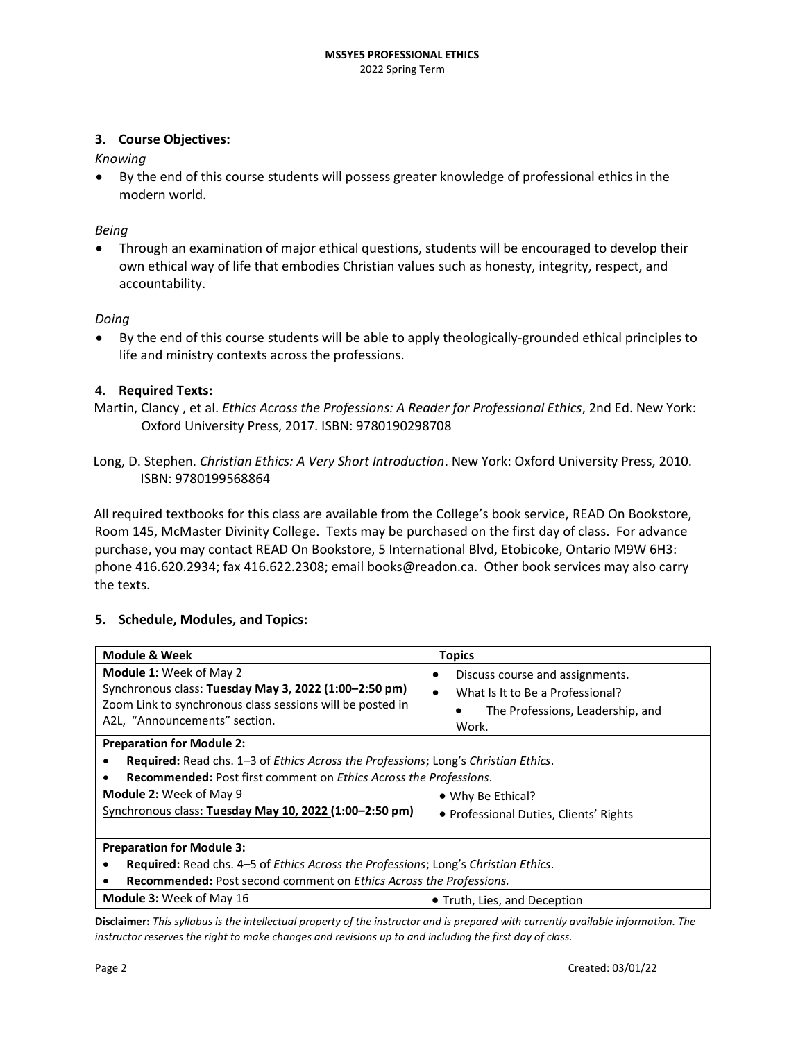### 3. Course Objectives:

*Knowing*

- By the end of this course students will possess greater knowledge of professional ethics in the modern world.

*Being*

- Through an examination of major ethical questions, students will be encouraged to develop their own ethical way of life that embodies Christian values such as honesty, integrity, respect, and accountability.

*Doing*

- By the end of this course students will be able to apply theologically-grounded ethical principles to life and ministry contexts across the professions.

### 4. Required Texts:

Martin, Clancy , et al. *Ethics Across the Professions: A Reader for Professional Ethics*, 2nd Ed. New York: Oxford University Press, 2017. ISBN: 9780190298708

Long, D. Stephen. *Christian Ethics: A Very Short Introduction*. New York: Oxford University Press, 2010. ISBN: 9780199568864

All required textbooks for this class are available from the College's book service, READ On Bookstore, Room 145, McMaster Divinity College. Texts may be purchased on the first day of class. For advance purchase, you may contact READ On Bookstore, 5 International Blvd, Etobicoke, Ontario M9W 6H3: phone 416.620.2934; fax 416.622.2308; email books@readon.ca. Other book services may also carry the texts.

### 5. Schedule, Modules, and Topics:

| Module & Week | Topics |
|---|---|
| **Module 1:** Week of May 2<br>Synchronous class: **Tuesday May 3, 2022** (1:00–2:50 pm)<br>Zoom Link to synchronous class sessions will be posted in A2L, "Announcements" section. | • Discuss course and assignments.<br>• What Is It to Be a Professional?<br>  • The Professions, Leadership, and Work. |
| **Preparation for Module 2:**<br>• **Required:** Read chs. 1–3 of *Ethics Across the Professions*; Long's *Christian Ethics*.<br>• **Recommended:** Post first comment on *Ethics Across the Professions*. | |
| **Module 2:** Week of May 9<br>Synchronous class: **Tuesday May 10, 2022** (1:00–2:50 pm) | • Why Be Ethical?<br>• Professional Duties, Clients' Rights |
| **Preparation for Module 3:**<br>• **Required:** Read chs. 4–5 of *Ethics Across the Professions*; Long's *Christian Ethics*.<br>• **Recommended:** Post second comment on *Ethics Across the Professions.* | |
| **Module 3:** Week of May 16 | • Truth, Lies, and Deception |

**Disclaimer:** *This syllabus is the intellectual property of the instructor and is prepared with currently available information. The instructor reserves the right to make changes and revisions up to and including the first day of class.*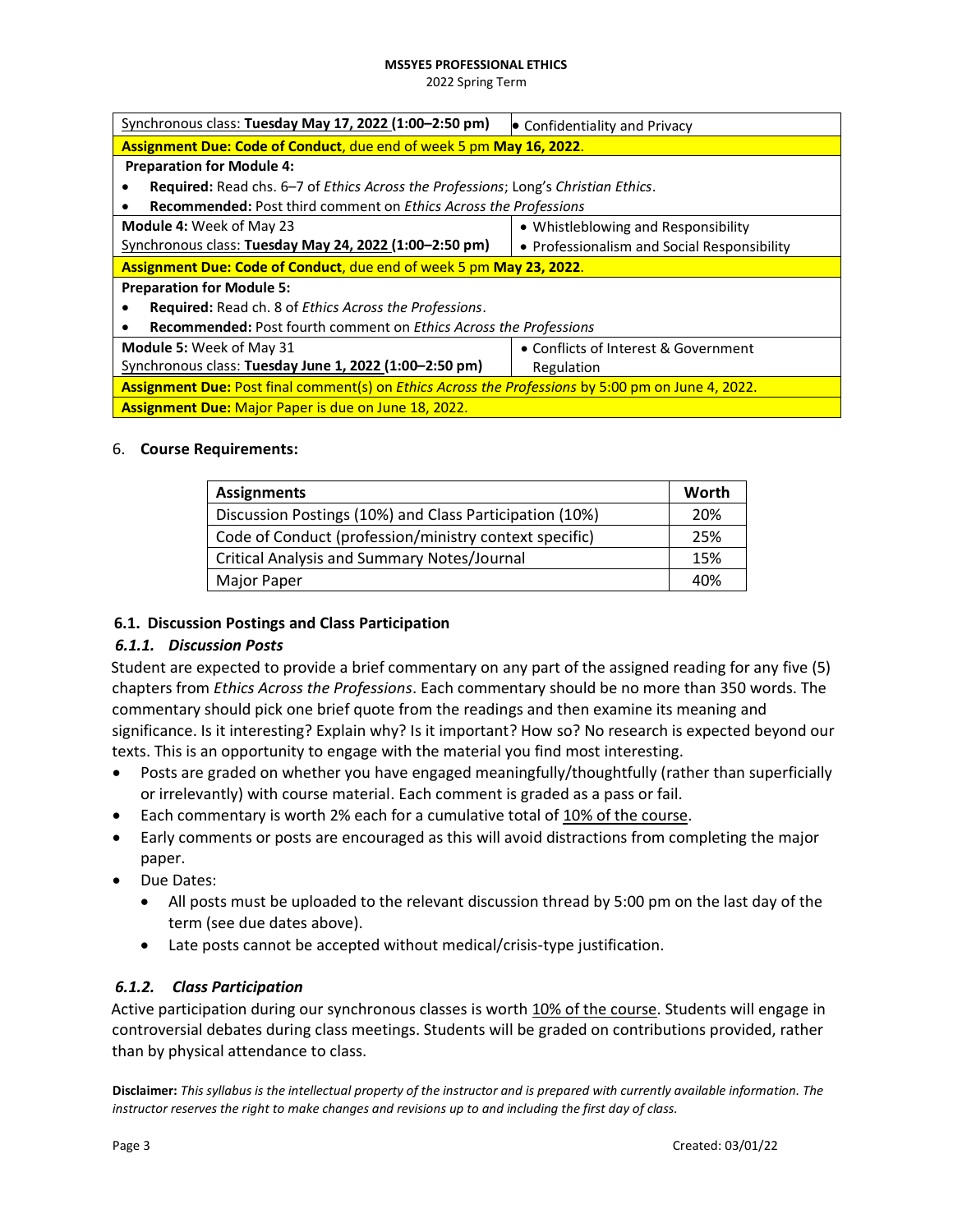| | |
|---|---|
| Synchronous class: **Tuesday May 17, 2022 (1:00–2:50 pm)** | • Confidentiality and Privacy |
| **Assignment Due: Code of Conduct**, due end of week 5 pm **May 16, 2022**. | |
| **Preparation for Module 4:**<br>• **Required:** Read chs. 6–7 of *Ethics Across the Professions*; Long's *Christian Ethics*.<br>• **Recommended:** Post third comment on *Ethics Across the Professions* | |
| **Module 4:** Week of May 23<br>Synchronous class: **Tuesday May 24, 2022 (1:00–2:50 pm)** | • Whistleblowing and Responsibility<br>• Professionalism and Social Responsibility |
| **Assignment Due: Code of Conduct**, due end of week 5 pm **May 23, 2022**. | |
| **Preparation for Module 5:**<br>• **Required:** Read ch. 8 of *Ethics Across the Professions*.<br>• **Recommended:** Post fourth comment on *Ethics Across the Professions* | |
| **Module 5:** Week of May 31<br>Synchronous class: **Tuesday June 1, 2022 (1:00–2:50 pm)** | • Conflicts of Interest & Government Regulation |
| **Assignment Due:** Post final comment(s) on *Ethics Across the Professions* by 5:00 pm on June 4, 2022. | |
| **Assignment Due:** Major Paper is due on June 18, 2022. | |

## 6. Course Requirements:

| Assignments | Worth |
|---|---|
| Discussion Postings (10%) and Class Participation (10%) | 20% |
| Code of Conduct (profession/ministry context specific) | 25% |
| Critical Analysis and Summary Notes/Journal | 15% |
| Major Paper | 40% |

### 6.1. Discussion Postings and Class Participation

#### *6.1.1. Discussion Posts*

Student are expected to provide a brief commentary on any part of the assigned reading for any five (5) chapters from *Ethics Across the Professions*. Each commentary should be no more than 350 words. The commentary should pick one brief quote from the readings and then examine its meaning and significance. Is it interesting? Explain why? Is it important? How so? No research is expected beyond our texts. This is an opportunity to engage with the material you find most interesting.

- Posts are graded on whether you have engaged meaningfully/thoughtfully (rather than superficially or irrelevantly) with course material. Each comment is graded as a pass or fail.
- Each commentary is worth 2% each for a cumulative total of 10% of the course.
- Early comments or posts are encouraged as this will avoid distractions from completing the major paper.
- Due Dates:
  - All posts must be uploaded to the relevant discussion thread by 5:00 pm on the last day of the term (see due dates above).
  - Late posts cannot be accepted without medical/crisis-type justification.

#### *6.1.2. Class Participation*

Active participation during our synchronous classes is worth 10% of the course. Students will engage in controversial debates during class meetings. Students will be graded on contributions provided, rather than by physical attendance to class.

**Disclaimer:** *This syllabus is the intellectual property of the instructor and is prepared with currently available information. The instructor reserves the right to make changes and revisions up to and including the first day of class.*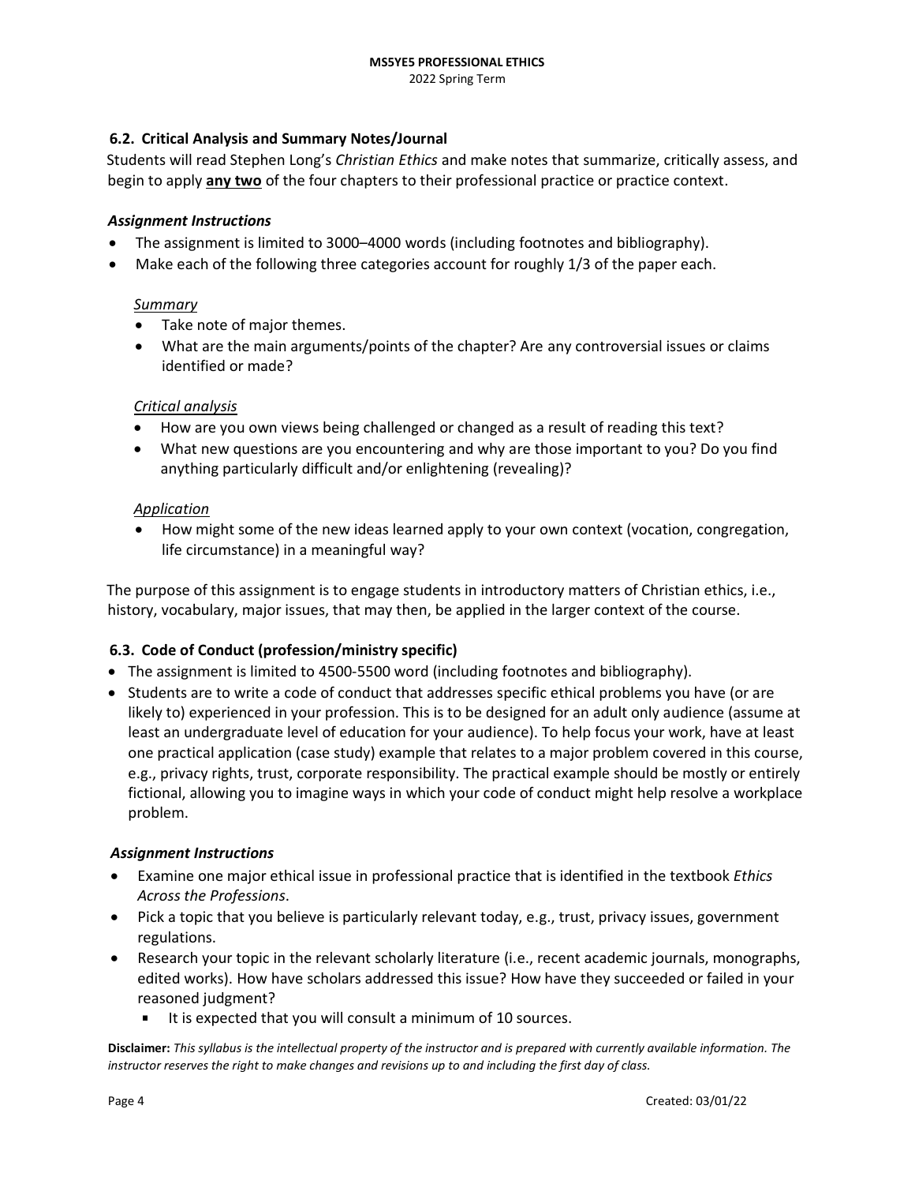### 6.2. Critical Analysis and Summary Notes/Journal

Students will read Stephen Long's *Christian Ethics* and make notes that summarize, critically assess, and begin to apply **any two** of the four chapters to their professional practice or practice context.

#### *Assignment Instructions*

- The assignment is limited to 3000–4000 words (including footnotes and bibliography).
- Make each of the following three categories account for roughly 1/3 of the paper each.

*Summary*

- Take note of major themes.
- What are the main arguments/points of the chapter? Are any controversial issues or claims identified or made?

*Critical analysis*

- How are you own views being challenged or changed as a result of reading this text?
- What new questions are you encountering and why are those important to you? Do you find anything particularly difficult and/or enlightening (revealing)?

*Application*

- How might some of the new ideas learned apply to your own context (vocation, congregation, life circumstance) in a meaningful way?

The purpose of this assignment is to engage students in introductory matters of Christian ethics, i.e., history, vocabulary, major issues, that may then, be applied in the larger context of the course.

### 6.3. Code of Conduct (profession/ministry specific)

- The assignment is limited to 4500-5500 word (including footnotes and bibliography).
- Students are to write a code of conduct that addresses specific ethical problems you have (or are likely to) experienced in your profession. This is to be designed for an adult only audience (assume at least an undergraduate level of education for your audience). To help focus your work, have at least one practical application (case study) example that relates to a major problem covered in this course, e.g., privacy rights, trust, corporate responsibility. The practical example should be mostly or entirely fictional, allowing you to imagine ways in which your code of conduct might help resolve a workplace problem.

#### *Assignment Instructions*

- Examine one major ethical issue in professional practice that is identified in the textbook *Ethics Across the Professions*.
- Pick a topic that you believe is particularly relevant today, e.g., trust, privacy issues, government regulations.
- Research your topic in the relevant scholarly literature (i.e., recent academic journals, monographs, edited works). How have scholars addressed this issue? How have they succeeded or failed in your reasoned judgment?
  - It is expected that you will consult a minimum of 10 sources.

**Disclaimer:** *This syllabus is the intellectual property of the instructor and is prepared with currently available information. The instructor reserves the right to make changes and revisions up to and including the first day of class.*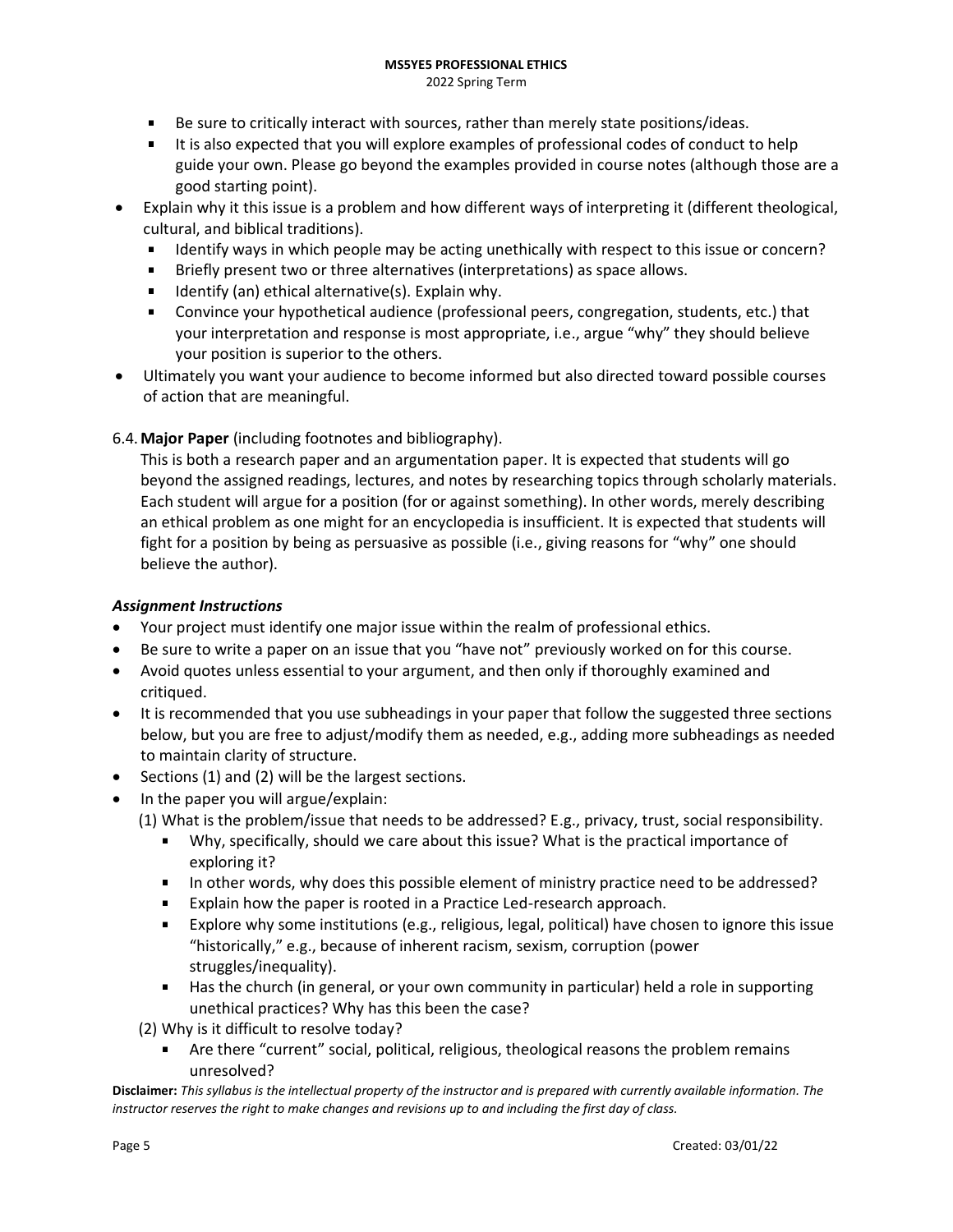- Be sure to critically interact with sources, rather than merely state positions/ideas.
- It is also expected that you will explore examples of professional codes of conduct to help guide your own. Please go beyond the examples provided in course notes (although those are a good starting point).

- Explain why it this issue is a problem and how different ways of interpreting it (different theological, cultural, and biblical traditions).
  - Identify ways in which people may be acting unethically with respect to this issue or concern?
  - Briefly present two or three alternatives (interpretations) as space allows.
  - Identify (an) ethical alternative(s). Explain why.
  - Convince your hypothetical audience (professional peers, congregation, students, etc.) that your interpretation and response is most appropriate, i.e., argue "why" they should believe your position is superior to the others.
- Ultimately you want your audience to become informed but also directed toward possible courses of action that are meaningful.

6.4. **Major Paper** (including footnotes and bibliography).

This is both a research paper and an argumentation paper. It is expected that students will go beyond the assigned readings, lectures, and notes by researching topics through scholarly materials. Each student will argue for a position (for or against something). In other words, merely describing an ethical problem as one might for an encyclopedia is insufficient. It is expected that students will fight for a position by being as persuasive as possible (i.e., giving reasons for "why" one should believe the author).

***Assignment Instructions***

- Your project must identify one major issue within the realm of professional ethics.
- Be sure to write a paper on an issue that you "have not" previously worked on for this course.
- Avoid quotes unless essential to your argument, and then only if thoroughly examined and critiqued.
- It is recommended that you use subheadings in your paper that follow the suggested three sections below, but you are free to adjust/modify them as needed, e.g., adding more subheadings as needed to maintain clarity of structure.
- Sections (1) and (2) will be the largest sections.
- In the paper you will argue/explain:

  (1) What is the problem/issue that needs to be addressed? E.g., privacy, trust, social responsibility.
  - Why, specifically, should we care about this issue? What is the practical importance of exploring it?
  - In other words, why does this possible element of ministry practice need to be addressed?
  - Explain how the paper is rooted in a Practice Led-research approach.
  - Explore why some institutions (e.g., religious, legal, political) have chosen to ignore this issue "historically," e.g., because of inherent racism, sexism, corruption (power struggles/inequality).
  - Has the church (in general, or your own community in particular) held a role in supporting unethical practices? Why has this been the case?

  (2) Why is it difficult to resolve today?
  - Are there "current" social, political, religious, theological reasons the problem remains unresolved?

**Disclaimer:** *This syllabus is the intellectual property of the instructor and is prepared with currently available information. The instructor reserves the right to make changes and revisions up to and including the first day of class.*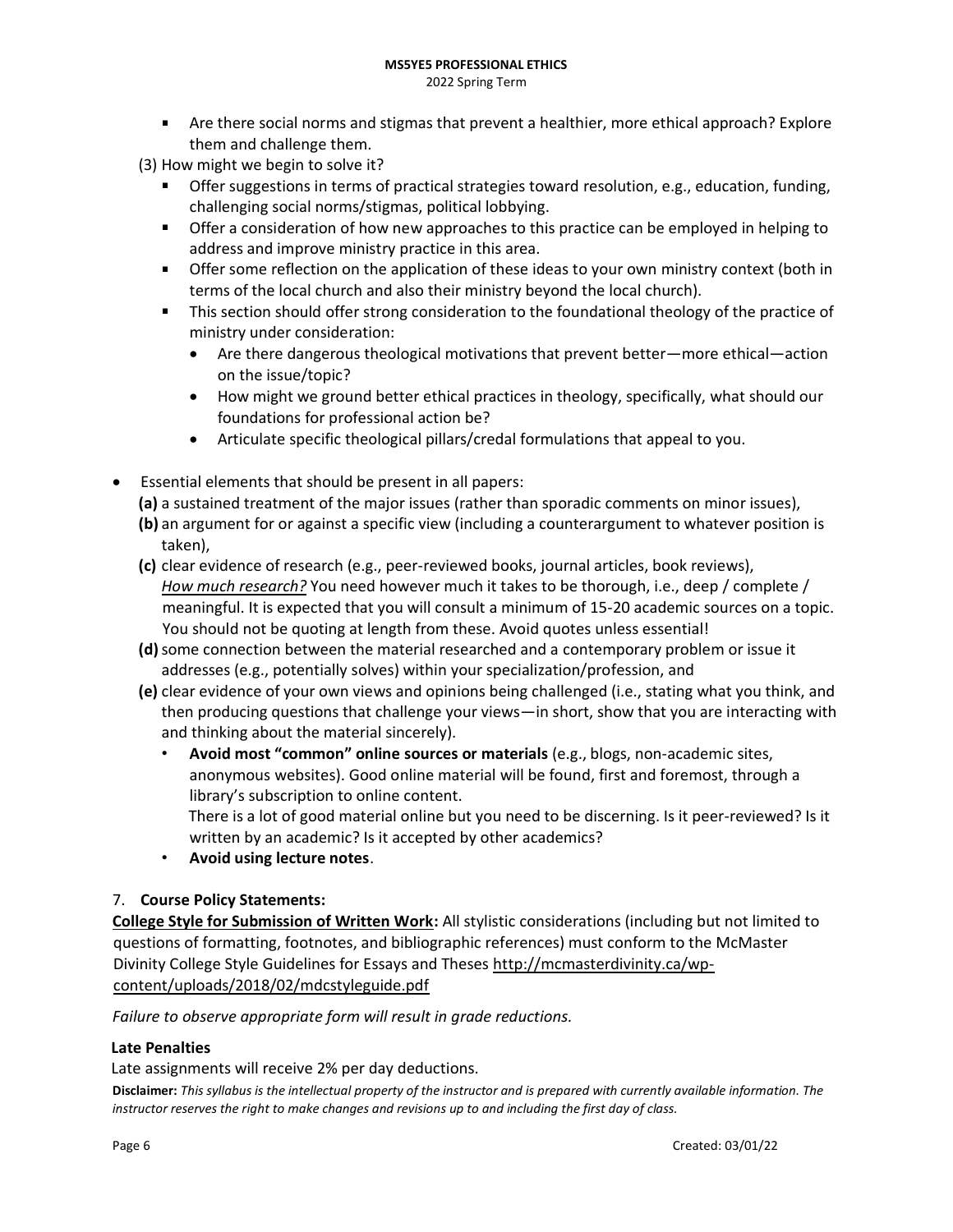- Are there social norms and stigmas that prevent a healthier, more ethical approach? Explore them and challenge them.

(3) How might we begin to solve it?

- Offer suggestions in terms of practical strategies toward resolution, e.g., education, funding, challenging social norms/stigmas, political lobbying.
- Offer a consideration of how new approaches to this practice can be employed in helping to address and improve ministry practice in this area.
- Offer some reflection on the application of these ideas to your own ministry context (both in terms of the local church and also their ministry beyond the local church).
- This section should offer strong consideration to the foundational theology of the practice of ministry under consideration:
  - Are there dangerous theological motivations that prevent better—more ethical—action on the issue/topic?
  - How might we ground better ethical practices in theology, specifically, what should our foundations for professional action be?
  - Articulate specific theological pillars/credal formulations that appeal to you.

- Essential elements that should be present in all papers:
  - **(a)** a sustained treatment of the major issues (rather than sporadic comments on minor issues),
  - **(b)** an argument for or against a specific view (including a counterargument to whatever position is taken),
  - **(c)** clear evidence of research (e.g., peer-reviewed books, journal articles, book reviews), *How much research?* You need however much it takes to be thorough, i.e., deep / complete / meaningful. It is expected that you will consult a minimum of 15-20 academic sources on a topic. You should not be quoting at length from these. Avoid quotes unless essential!
  - **(d)** some connection between the material researched and a contemporary problem or issue it addresses (e.g., potentially solves) within your specialization/profession, and
  - **(e)** clear evidence of your own views and opinions being challenged (i.e., stating what you think, and then producing questions that challenge your views—in short, show that you are interacting with and thinking about the material sincerely).
    - **Avoid most "common" online sources or materials** (e.g., blogs, non-academic sites, anonymous websites). Good online material will be found, first and foremost, through a library's subscription to online content.
      There is a lot of good material online but you need to be discerning. Is it peer-reviewed? Is it written by an academic? Is it accepted by other academics?
    - **Avoid using lecture notes**.

## 7. Course Policy Statements:

**College Style for Submission of Written Work:** All stylistic considerations (including but not limited to questions of formatting, footnotes, and bibliographic references) must conform to the McMaster Divinity College Style Guidelines for Essays and Theses http://mcmasterdivinity.ca/wp-content/uploads/2018/02/mdcstyleguide.pdf

*Failure to observe appropriate form will result in grade reductions.*

### Late Penalties

Late assignments will receive 2% per day deductions.

**Disclaimer:** *This syllabus is the intellectual property of the instructor and is prepared with currently available information. The instructor reserves the right to make changes and revisions up to and including the first day of class.*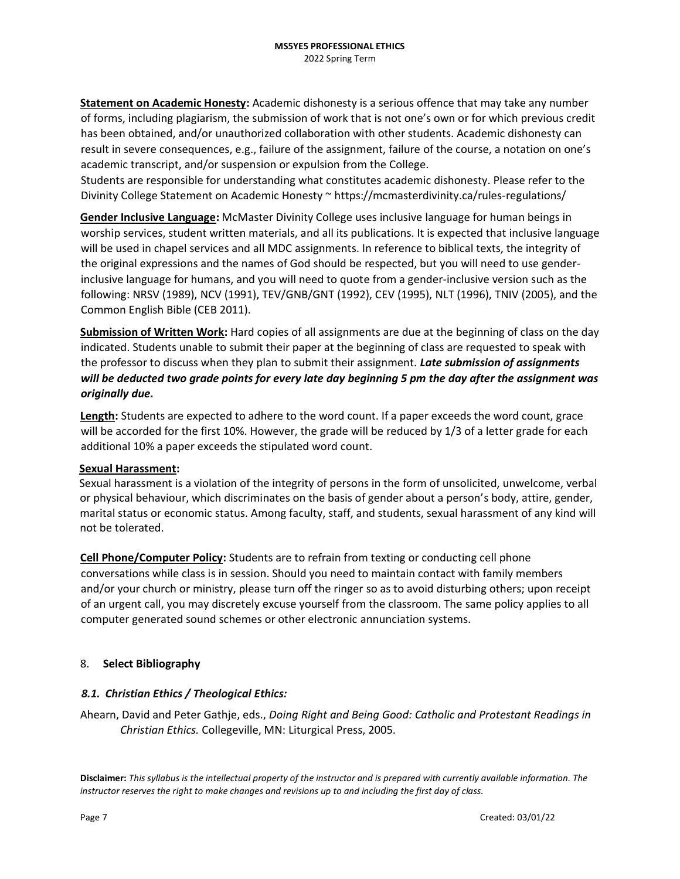**Statement on Academic Honesty:** Academic dishonesty is a serious offence that may take any number of forms, including plagiarism, the submission of work that is not one's own or for which previous credit has been obtained, and/or unauthorized collaboration with other students. Academic dishonesty can result in severe consequences, e.g., failure of the assignment, failure of the course, a notation on one's academic transcript, and/or suspension or expulsion from the College.
Students are responsible for understanding what constitutes academic dishonesty. Please refer to the Divinity College Statement on Academic Honesty ~ https://mcmasterdivinity.ca/rules-regulations/

**Gender Inclusive Language:** McMaster Divinity College uses inclusive language for human beings in worship services, student written materials, and all its publications. It is expected that inclusive language will be used in chapel services and all MDC assignments. In reference to biblical texts, the integrity of the original expressions and the names of God should be respected, but you will need to use gender-inclusive language for humans, and you will need to quote from a gender-inclusive version such as the following: NRSV (1989), NCV (1991), TEV/GNB/GNT (1992), CEV (1995), NLT (1996), TNIV (2005), and the Common English Bible (CEB 2011).

**Submission of Written Work:** Hard copies of all assignments are due at the beginning of class on the day indicated. Students unable to submit their paper at the beginning of class are requested to speak with the professor to discuss when they plan to submit their assignment. ***Late submission of assignments will be deducted two grade points for every late day beginning 5 pm the day after the assignment was originally due.***

**Length:** Students are expected to adhere to the word count. If a paper exceeds the word count, grace will be accorded for the first 10%. However, the grade will be reduced by 1/3 of a letter grade for each additional 10% a paper exceeds the stipulated word count.

**Sexual Harassment:**
Sexual harassment is a violation of the integrity of persons in the form of unsolicited, unwelcome, verbal or physical behaviour, which discriminates on the basis of gender about a person's body, attire, gender, marital status or economic status. Among faculty, staff, and students, sexual harassment of any kind will not be tolerated.

**Cell Phone/Computer Policy:** Students are to refrain from texting or conducting cell phone conversations while class is in session. Should you need to maintain contact with family members and/or your church or ministry, please turn off the ringer so as to avoid disturbing others; upon receipt of an urgent call, you may discretely excuse yourself from the classroom. The same policy applies to all computer generated sound schemes or other electronic annunciation systems.

## 8. Select Bibliography

### *8.1. Christian Ethics / Theological Ethics:*

Ahearn, David and Peter Gathje, eds., *Doing Right and Being Good: Catholic and Protestant Readings in Christian Ethics.* Collegeville, MN: Liturgical Press, 2005.

**Disclaimer:** *This syllabus is the intellectual property of the instructor and is prepared with currently available information. The instructor reserves the right to make changes and revisions up to and including the first day of class.*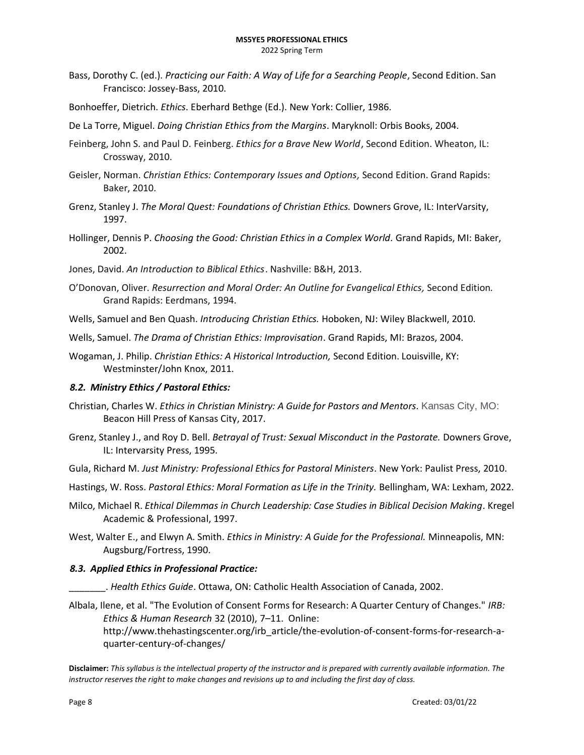Bass, Dorothy C. (ed.). *Practicing our Faith: A Way of Life for a Searching People*, Second Edition. San Francisco: Jossey-Bass, 2010.

Bonhoeffer, Dietrich. *Ethics*. Eberhard Bethge (Ed.). New York: Collier, 1986.

De La Torre, Miguel. *Doing Christian Ethics from the Margins*. Maryknoll: Orbis Books, 2004.

Feinberg, John S. and Paul D. Feinberg. *Ethics for a Brave New World*, Second Edition. Wheaton, IL: Crossway, 2010.

Geisler, Norman. *Christian Ethics: Contemporary Issues and Options,* Second Edition. Grand Rapids: Baker, 2010.

Grenz, Stanley J. *The Moral Quest: Foundations of Christian Ethics.* Downers Grove, IL: InterVarsity, 1997.

Hollinger, Dennis P. *Choosing the Good: Christian Ethics in a Complex World*. Grand Rapids, MI: Baker, 2002.

Jones, David. *An Introduction to Biblical Ethics*. Nashville: B&H, 2013.

O'Donovan, Oliver. *Resurrection and Moral Order: An Outline for Evangelical Ethics,* Second Edition*.* Grand Rapids: Eerdmans, 1994.

Wells, Samuel and Ben Quash. *Introducing Christian Ethics.* Hoboken, NJ: Wiley Blackwell, 2010.

Wells, Samuel. *The Drama of Christian Ethics: Improvisation*. Grand Rapids, MI: Brazos, 2004.

Wogaman, J. Philip. *Christian Ethics: A Historical Introduction,* Second Edition. Louisville, KY: Westminster/John Knox, 2011.

### *8.2. Ministry Ethics / Pastoral Ethics:*

Christian, Charles W. *Ethics in Christian Ministry: A Guide for Pastors and Mentors*. Kansas City, MO: Beacon Hill Press of Kansas City, 2017.

Grenz, Stanley J., and Roy D. Bell. *Betrayal of Trust: Sexual Misconduct in the Pastorate.* Downers Grove, IL: Intervarsity Press, 1995.

Gula, Richard M. *Just Ministry: Professional Ethics for Pastoral Ministers*. New York: Paulist Press, 2010.

Hastings, W. Ross. *Pastoral Ethics: Moral Formation as Life in the Trinity.* Bellingham, WA: Lexham, 2022.

Milco, Michael R. *Ethical Dilemmas in Church Leadership: Case Studies in Biblical Decision Making*. Kregel Academic & Professional, 1997.

West, Walter E., and Elwyn A. Smith. *Ethics in Ministry: A Guide for the Professional.* Minneapolis, MN: Augsburg/Fortress, 1990.

### *8.3. Applied Ethics in Professional Practice:*

_______. *Health Ethics Guide*. Ottawa, ON: Catholic Health Association of Canada, 2002.

Albala, Ilene, et al. "The Evolution of Consent Forms for Research: A Quarter Century of Changes." *IRB: Ethics & Human Research* 32 (2010), 7–11. Online: http://www.thehastingscenter.org/irb_article/the-evolution-of-consent-forms-for-research-a-quarter-century-of-changes/

**Disclaimer:** *This syllabus is the intellectual property of the instructor and is prepared with currently available information. The instructor reserves the right to make changes and revisions up to and including the first day of class.*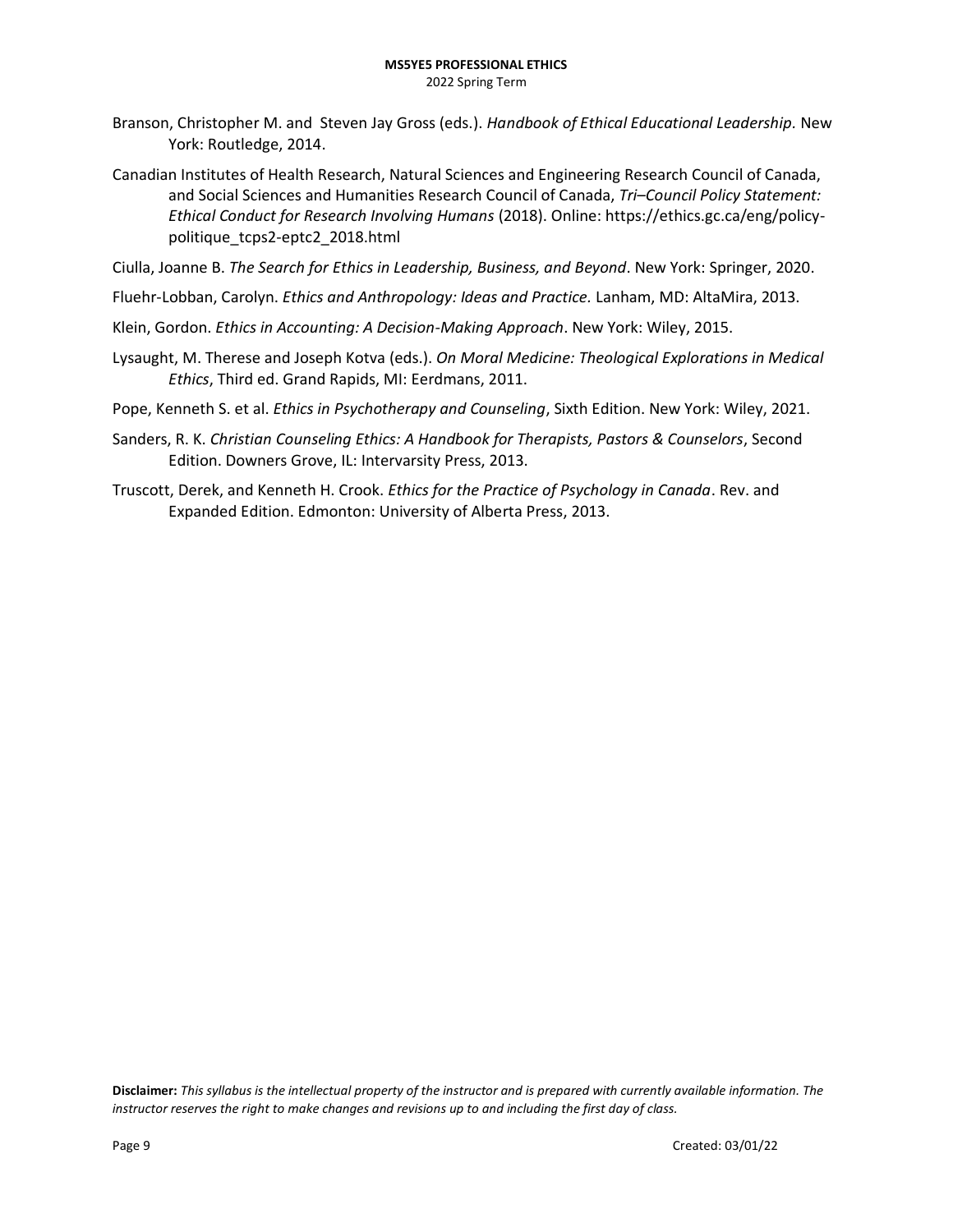Branson, Christopher M. and Steven Jay Gross (eds.). *Handbook of Ethical Educational Leadership.* New York: Routledge, 2014.

Canadian Institutes of Health Research, Natural Sciences and Engineering Research Council of Canada, and Social Sciences and Humanities Research Council of Canada, *Tri–Council Policy Statement: Ethical Conduct for Research Involving Humans* (2018). Online: https://ethics.gc.ca/eng/policy-politique_tcps2-eptc2_2018.html

Ciulla, Joanne B. *The Search for Ethics in Leadership, Business, and Beyond*. New York: Springer, 2020.

Fluehr-Lobban, Carolyn. *Ethics and Anthropology: Ideas and Practice.* Lanham, MD: AltaMira, 2013.

Klein, Gordon. *Ethics in Accounting: A Decision-Making Approach*. New York: Wiley, 2015.

Lysaught, M. Therese and Joseph Kotva (eds.). *On Moral Medicine: Theological Explorations in Medical Ethics*, Third ed. Grand Rapids, MI: Eerdmans, 2011.

Pope, Kenneth S. et al. *Ethics in Psychotherapy and Counseling*, Sixth Edition. New York: Wiley, 2021.

Sanders, R. K. *Christian Counseling Ethics: A Handbook for Therapists, Pastors & Counselors*, Second Edition. Downers Grove, IL: Intervarsity Press, 2013.

Truscott, Derek, and Kenneth H. Crook. *Ethics for the Practice of Psychology in Canada*. Rev. and Expanded Edition. Edmonton: University of Alberta Press, 2013.

**Disclaimer:** *This syllabus is the intellectual property of the instructor and is prepared with currently available information. The instructor reserves the right to make changes and revisions up to and including the first day of class.*